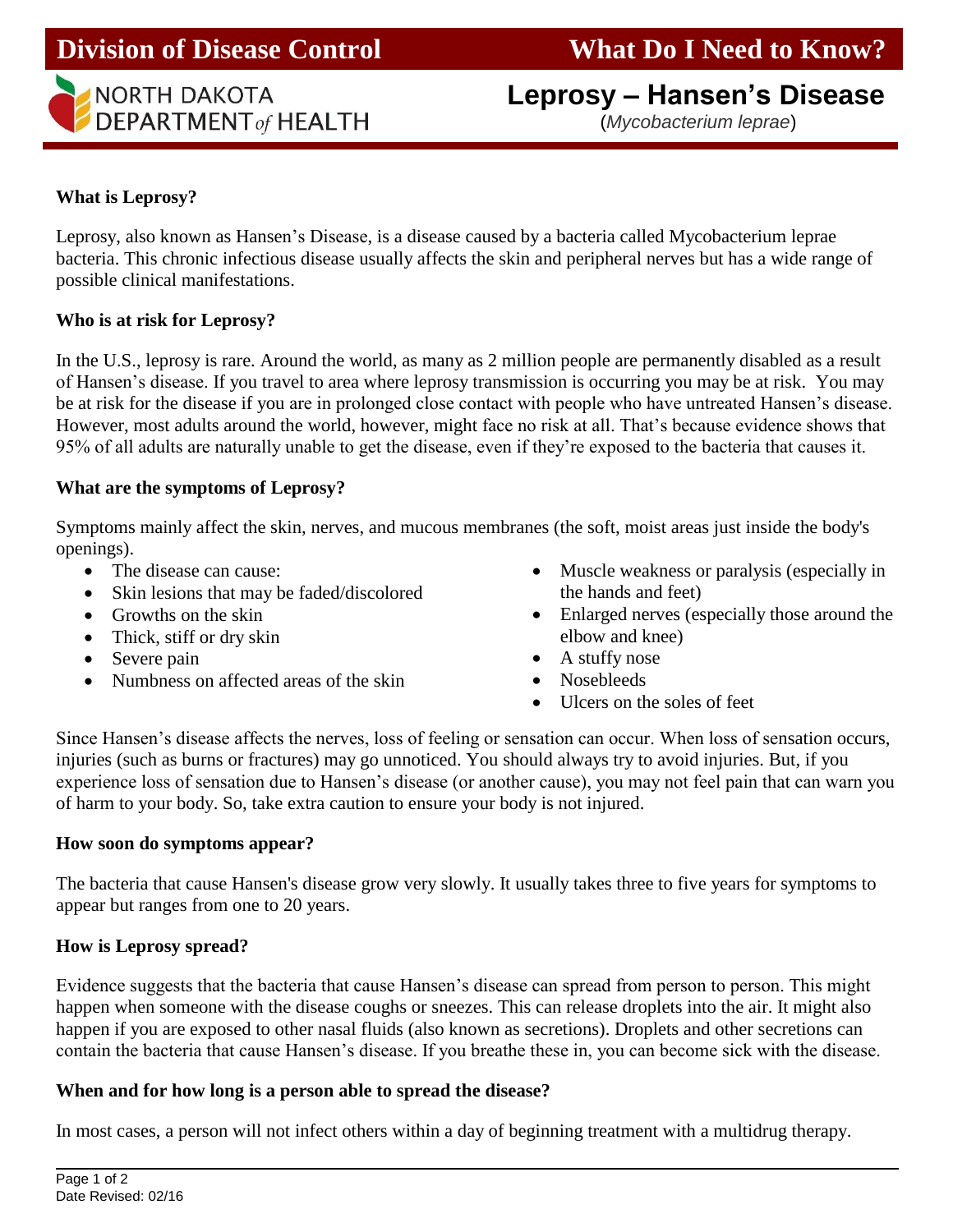**Division of Disease Control** — **What Do I Need to Know?**

NORTH DAKOTA DEPARTMENT *of* HEALTH

# Leprosy – Hansen's Disease

(*Mycobacterium leprae*)

### What is Leprosy?

Leprosy, also known as Hansen's Disease, is a disease caused by a bacteria called Mycobacterium leprae bacteria. This chronic infectious disease usually affects the skin and peripheral nerves but has a wide range of possible clinical manifestations.

### Who is at risk for Leprosy?

In the U.S., leprosy is rare. Around the world, as many as 2 million people are permanently disabled as a result of Hansen's disease. If you travel to area where leprosy transmission is occurring you may be at risk. You may be at risk for the disease if you are in prolonged close contact with people who have untreated Hansen's disease. However, most adults around the world, however, might face no risk at all. That's because evidence shows that 95% of all adults are naturally unable to get the disease, even if they're exposed to the bacteria that causes it.

### What are the symptoms of Leprosy?

Symptoms mainly affect the skin, nerves, and mucous membranes (the soft, moist areas just inside the body's openings).

- The disease can cause:
- Skin lesions that may be faded/discolored
- Growths on the skin
- Thick, stiff or dry skin
- Severe pain
- Numbness on affected areas of the skin
- Muscle weakness or paralysis (especially in the hands and feet)
- Enlarged nerves (especially those around the elbow and knee)
- A stuffy nose
- Nosebleeds
- Ulcers on the soles of feet

Since Hansen's disease affects the nerves, loss of feeling or sensation can occur. When loss of sensation occurs, injuries (such as burns or fractures) may go unnoticed. You should always try to avoid injuries. But, if you experience loss of sensation due to Hansen's disease (or another cause), you may not feel pain that can warn you of harm to your body. So, take extra caution to ensure your body is not injured.

### How soon do symptoms appear?

The bacteria that cause Hansen's disease grow very slowly. It usually takes three to five years for symptoms to appear but ranges from one to 20 years.

### How is Leprosy spread?

Evidence suggests that the bacteria that cause Hansen's disease can spread from person to person. This might happen when someone with the disease coughs or sneezes. This can release droplets into the air. It might also happen if you are exposed to other nasal fluids (also known as secretions). Droplets and other secretions can contain the bacteria that cause Hansen's disease. If you breathe these in, you can become sick with the disease.

### When and for how long is a person able to spread the disease?

In most cases, a person will not infect others within a day of beginning treatment with a multidrug therapy.

Date Revised: 02/16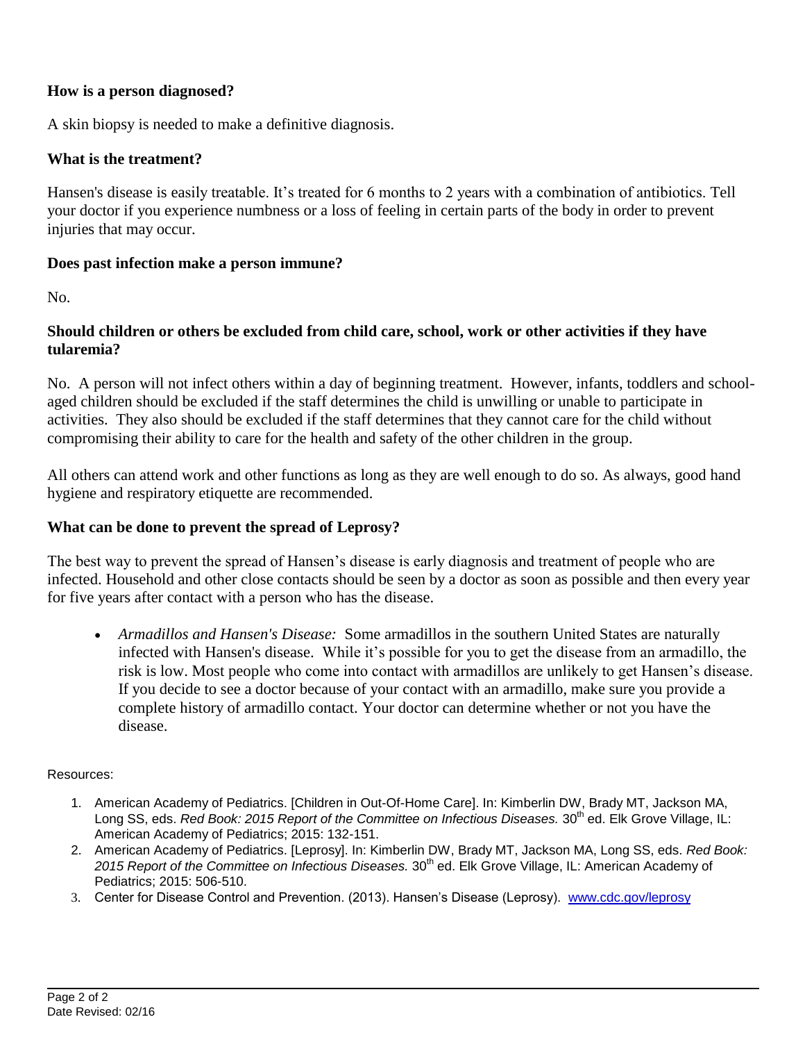**How is a person diagnosed?**

A skin biopsy is needed to make a definitive diagnosis.

**What is the treatment?**

Hansen's disease is easily treatable. It's treated for 6 months to 2 years with a combination of antibiotics. Tell your doctor if you experience numbness or a loss of feeling in certain parts of the body in order to prevent injuries that may occur.

**Does past infection make a person immune?**

No.

**Should children or others be excluded from child care, school, work or other activities if they have tularemia?**

No. A person will not infect others within a day of beginning treatment. However, infants, toddlers and school-aged children should be excluded if the staff determines the child is unwilling or unable to participate in activities. They also should be excluded if the staff determines that they cannot care for the child without compromising their ability to care for the health and safety of the other children in the group.

All others can attend work and other functions as long as they are well enough to do so. As always, good hand hygiene and respiratory etiquette are recommended.

**What can be done to prevent the spread of Leprosy?**

The best way to prevent the spread of Hansen's disease is early diagnosis and treatment of people who are infected. Household and other close contacts should be seen by a doctor as soon as possible and then every year for five years after contact with a person who has the disease.

- *Armadillos and Hansen's Disease:* Some armadillos in the southern United States are naturally infected with Hansen's disease. While it's possible for you to get the disease from an armadillo, the risk is low. Most people who come into contact with armadillos are unlikely to get Hansen's disease. If you decide to see a doctor because of your contact with an armadillo, make sure you provide a complete history of armadillo contact. Your doctor can determine whether or not you have the disease.

Resources:

1. American Academy of Pediatrics. [Children in Out-Of-Home Care]. In: Kimberlin DW, Brady MT, Jackson MA, Long SS, eds. *Red Book: 2015 Report of the Committee on Infectious Diseases.* 30th ed. Elk Grove Village, IL: American Academy of Pediatrics; 2015: 132-151.
2. American Academy of Pediatrics. [Leprosy]. In: Kimberlin DW, Brady MT, Jackson MA, Long SS, eds. *Red Book: 2015 Report of the Committee on Infectious Diseases.* 30th ed. Elk Grove Village, IL: American Academy of Pediatrics; 2015: 506-510.
3. Center for Disease Control and Prevention. (2013). Hansen's Disease (Leprosy). www.cdc.gov/leprosy

Date Revised: 02/16